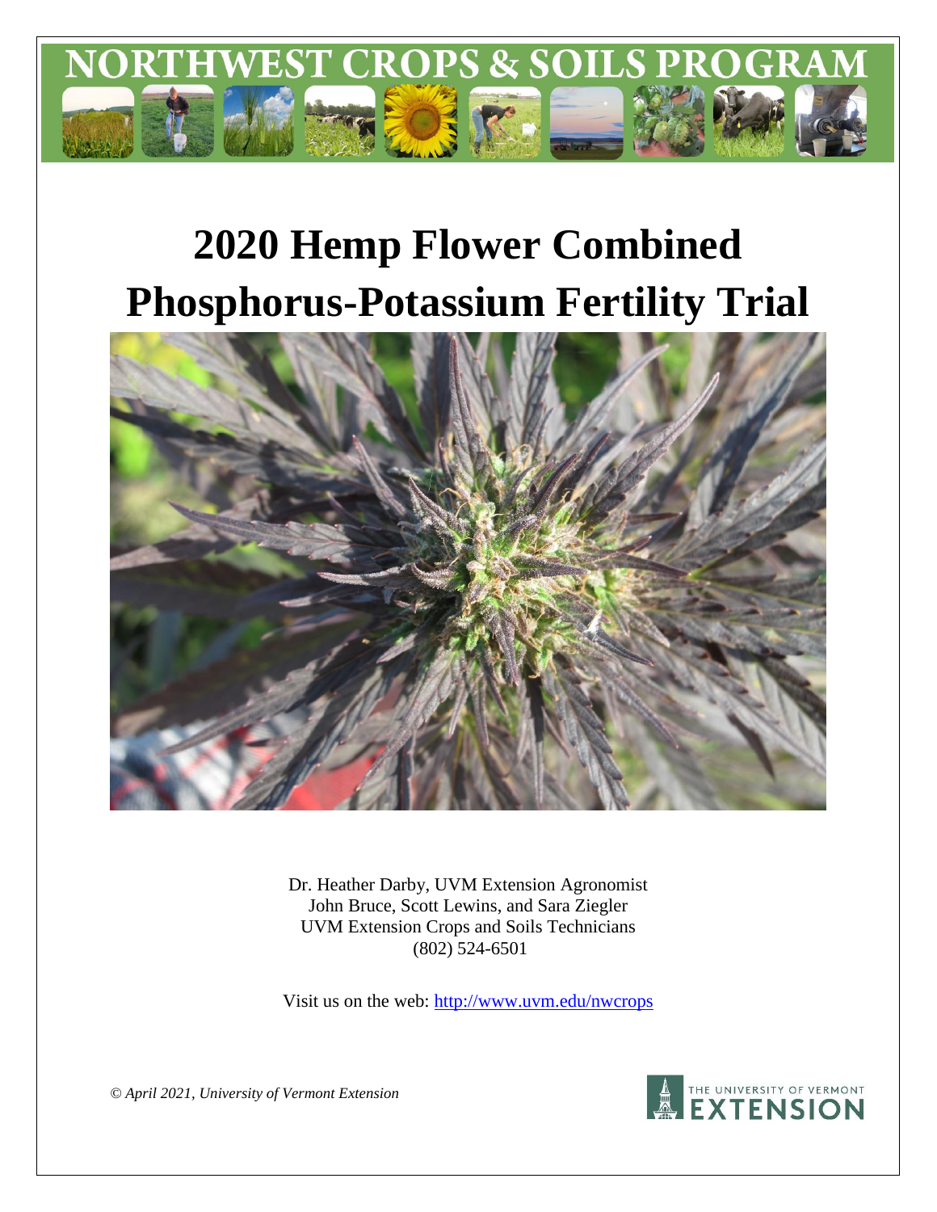# NORTHWEST CROPS & SOILS PROGRAM

# 2020 Hemp Flower Combined Phosphorus-Potassium Fertility Trial

Dr. Heather Darby, UVM Extension Agronomist
John Bruce, Scott Lewins, and Sara Ziegler
UVM Extension Crops and Soils Technicians
(802) 524-6501

Visit us on the web: http://www.uvm.edu/nwcrops

*© April 2021, University of Vermont Extension*

THE UNIVERSITY OF VERMONT EXTENSION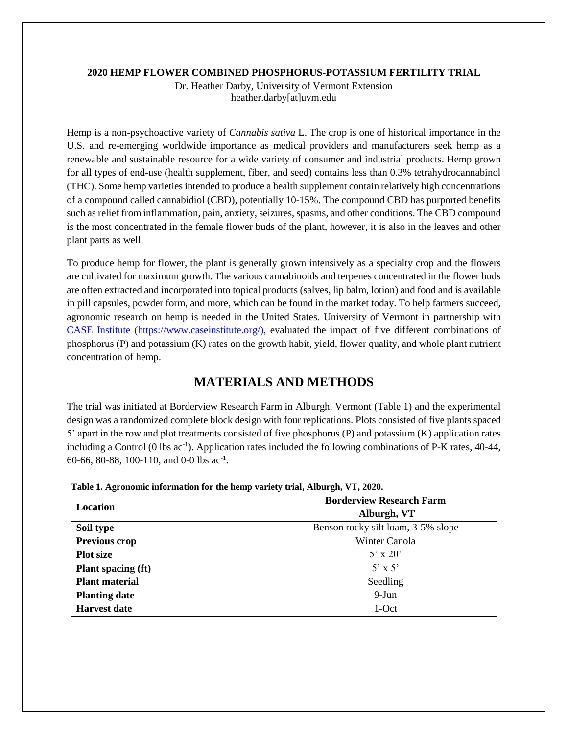**2020 HEMP FLOWER COMBINED PHOSPHORUS-POTASSIUM FERTILITY TRIAL**

Dr. Heather Darby, University of Vermont Extension
heather.darby[at]uvm.edu

Hemp is a non-psychoactive variety of *Cannabis sativa* L. The crop is one of historical importance in the U.S. and re-emerging worldwide importance as medical providers and manufacturers seek hemp as a renewable and sustainable resource for a wide variety of consumer and industrial products. Hemp grown for all types of end-use (health supplement, fiber, and seed) contains less than 0.3% tetrahydrocannabinol (THC). Some hemp varieties intended to produce a health supplement contain relatively high concentrations of a compound called cannabidiol (CBD), potentially 10-15%. The compound CBD has purported benefits such as relief from inflammation, pain, anxiety, seizures, spasms, and other conditions. The CBD compound is the most concentrated in the female flower buds of the plant, however, it is also in the leaves and other plant parts as well.

To produce hemp for flower, the plant is generally grown intensively as a specialty crop and the flowers are cultivated for maximum growth. The various cannabinoids and terpenes concentrated in the flower buds are often extracted and incorporated into topical products (salves, lip balm, lotion) and food and is available in pill capsules, powder form, and more, which can be found in the market today. To help farmers succeed, agronomic research on hemp is needed in the United States. University of Vermont in partnership with CASE Institute (https://www.caseinstitute.org/), evaluated the impact of five different combinations of phosphorus (P) and potassium (K) rates on the growth habit, yield, flower quality, and whole plant nutrient concentration of hemp.

## MATERIALS AND METHODS

The trial was initiated at Borderview Research Farm in Alburgh, Vermont (Table 1) and the experimental design was a randomized complete block design with four replications. Plots consisted of five plants spaced 5' apart in the row and plot treatments consisted of five phosphorus (P) and potassium (K) application rates including a Control (0 lbs $ac^{-1}$). Application rates included the following combinations of P-K rates, 40-44, 60-66, 80-88, 100-110, and 0-0 lbs $ac^{-1}$.

**Table 1. Agronomic information for the hemp variety trial, Alburgh, VT, 2020.**

| **Location** | **Borderview Research Farm Alburgh, VT** |
|---|---|
| **Soil type** | Benson rocky silt loam, 3-5% slope |
| **Previous crop** | Winter Canola |
| **Plot size** | 5' x 20' |
| **Plant spacing (ft)** | 5' x 5' |
| **Plant material** | Seedling |
| **Planting date** | 9-Jun |
| **Harvest date** | 1-Oct |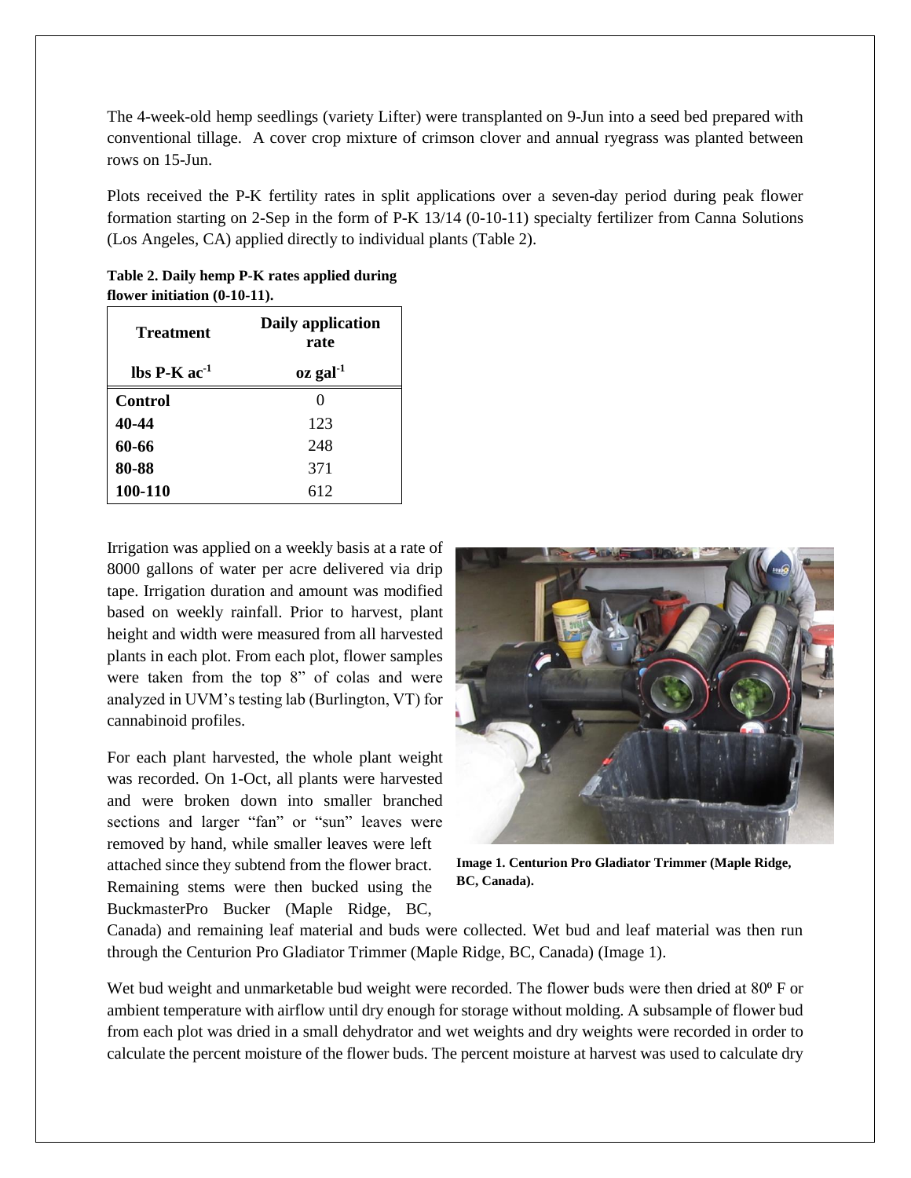The 4-week-old hemp seedlings (variety Lifter) were transplanted on 9-Jun into a seed bed prepared with conventional tillage. A cover crop mixture of crimson clover and annual ryegrass was planted between rows on 15-Jun.

Plots received the P-K fertility rates in split applications over a seven-day period during peak flower formation starting on 2-Sep in the form of P-K 13/14 (0-10-11) specialty fertilizer from Canna Solutions (Los Angeles, CA) applied directly to individual plants (Table 2).

**Table 2. Daily hemp P-K rates applied during flower initiation (0-10-11).**

| Treatment | Daily application rate |
|---|---|
| lbs P-K $ac^{-1}$ | oz $gal^{-1}$ |
| **Control** | 0 |
| **40-44** | 123 |
| **60-66** | 248 |
| **80-88** | 371 |
| **100-110** | 612 |

Irrigation was applied on a weekly basis at a rate of 8000 gallons of water per acre delivered via drip tape. Irrigation duration and amount was modified based on weekly rainfall. Prior to harvest, plant height and width were measured from all harvested plants in each plot. From each plot, flower samples were taken from the top 8" of colas and were analyzed in UVM's testing lab (Burlington, VT) for cannabinoid profiles.

For each plant harvested, the whole plant weight was recorded. On 1-Oct, all plants were harvested and were broken down into smaller branched sections and larger "fan" or "sun" leaves were removed by hand, while smaller leaves were left attached since they subtend from the flower bract. Remaining stems were then bucked using the BuckmasterPro Bucker (Maple Ridge, BC, Canada) and remaining leaf material and buds were collected. Wet bud and leaf material was then run through the Centurion Pro Gladiator Trimmer (Maple Ridge, BC, Canada) (Image 1).

**Image 1. Centurion Pro Gladiator Trimmer (Maple Ridge, BC, Canada).**

Wet bud weight and unmarketable bud weight were recorded. The flower buds were then dried at 80º F or ambient temperature with airflow until dry enough for storage without molding. A subsample of flower bud from each plot was dried in a small dehydrator and wet weights and dry weights were recorded in order to calculate the percent moisture of the flower buds. The percent moisture at harvest was used to calculate dry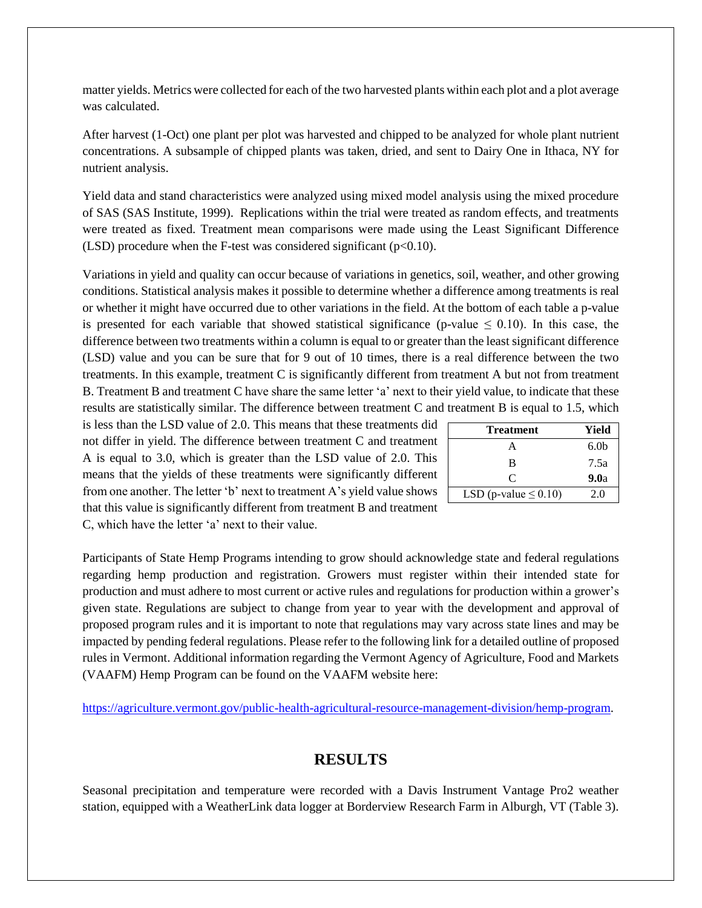matter yields. Metrics were collected for each of the two harvested plants within each plot and a plot average was calculated.

After harvest (1-Oct) one plant per plot was harvested and chipped to be analyzed for whole plant nutrient concentrations. A subsample of chipped plants was taken, dried, and sent to Dairy One in Ithaca, NY for nutrient analysis.

Yield data and stand characteristics were analyzed using mixed model analysis using the mixed procedure of SAS (SAS Institute, 1999). Replications within the trial were treated as random effects, and treatments were treated as fixed. Treatment mean comparisons were made using the Least Significant Difference (LSD) procedure when the F-test was considered significant ($p<0.10$).

Variations in yield and quality can occur because of variations in genetics, soil, weather, and other growing conditions. Statistical analysis makes it possible to determine whether a difference among treatments is real or whether it might have occurred due to other variations in the field. At the bottom of each table a p-value is presented for each variable that showed statistical significance (p-value $\leq$ 0.10). In this case, the difference between two treatments within a column is equal to or greater than the least significant difference (LSD) value and you can be sure that for 9 out of 10 times, there is a real difference between the two treatments. In this example, treatment C is significantly different from treatment A but not from treatment B. Treatment B and treatment C have share the same letter 'a' next to their yield value, to indicate that these results are statistically similar. The difference between treatment C and treatment B is equal to 1.5, which is less than the LSD value of 2.0. This means that these treatments did not differ in yield. The difference between treatment C and treatment A is equal to 3.0, which is greater than the LSD value of 2.0. This means that the yields of these treatments were significantly different from one another. The letter 'b' next to treatment A's yield value shows that this value is significantly different from treatment B and treatment C, which have the letter 'a' next to their value.

| Treatment | Yield |
|---|---|
| A | 6.0b |
| B | 7.5a |
| C | **9.0**a |
| LSD (p-value $\leq$ 0.10) | 2.0 |

Participants of State Hemp Programs intending to grow should acknowledge state and federal regulations regarding hemp production and registration. Growers must register within their intended state for production and must adhere to most current or active rules and regulations for production within a grower's given state. Regulations are subject to change from year to year with the development and approval of proposed program rules and it is important to note that regulations may vary across state lines and may be impacted by pending federal regulations. Please refer to the following link for a detailed outline of proposed rules in Vermont. Additional information regarding the Vermont Agency of Agriculture, Food and Markets (VAAFM) Hemp Program can be found on the VAAFM website here:

https://agriculture.vermont.gov/public-health-agricultural-resource-management-division/hemp-program.

## RESULTS

Seasonal precipitation and temperature were recorded with a Davis Instrument Vantage Pro2 weather station, equipped with a WeatherLink data logger at Borderview Research Farm in Alburgh, VT (Table 3).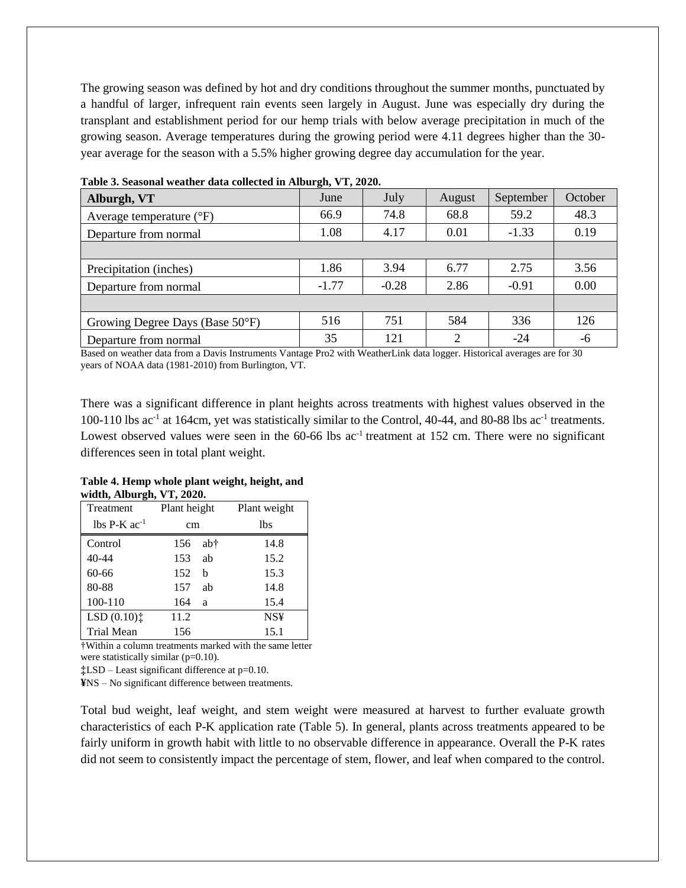The growing season was defined by hot and dry conditions throughout the summer months, punctuated by a handful of larger, infrequent rain events seen largely in August. June was especially dry during the transplant and establishment period for our hemp trials with below average precipitation in much of the growing season. Average temperatures during the growing period were 4.11 degrees higher than the 30-year average for the season with a 5.5% higher growing degree day accumulation for the year.

**Table 3. Seasonal weather data collected in Alburgh, VT, 2020.**

| **Alburgh, VT** | June | July | August | September | October |
|---|---|---|---|---|---|
| Average temperature (°F) | 66.9 | 74.8 | 68.8 | 59.2 | 48.3 |
| Departure from normal | 1.08 | 4.17 | 0.01 | -1.33 | 0.19 |
| | | | | | |
| Precipitation (inches) | 1.86 | 3.94 | 6.77 | 2.75 | 3.56 |
| Departure from normal | -1.77 | -0.28 | 2.86 | -0.91 | 0.00 |
| | | | | | |
| Growing Degree Days (Base 50°F) | 516 | 751 | 584 | 336 | 126 |
| Departure from normal | 35 | 121 | 2 | -24 | -6 |

Based on weather data from a Davis Instruments Vantage Pro2 with WeatherLink data logger. Historical averages are for 30 years of NOAA data (1981-2010) from Burlington, VT.

There was a significant difference in plant heights across treatments with highest values observed in the 100-110 lbs ac$^{-1}$ at 164cm, yet was statistically similar to the Control, 40-44, and 80-88 lbs ac$^{-1}$ treatments. Lowest observed values were seen in the 60-66 lbs ac$^{-1}$ treatment at 152 cm. There were no significant differences seen in total plant weight.

**Table 4. Hemp whole plant weight, height, and width, Alburgh, VT, 2020.**

| Treatment | Plant height | | Plant weight |
|---|---|---|---|
| lbs P-K ac$^{-1}$ | cm | | lbs |
| Control | 156 | ab† | 14.8 |
| 40-44 | 153 | ab | 15.2 |
| 60-66 | 152 | b | 15.3 |
| 80-88 | 157 | ab | 14.8 |
| 100-110 | 164 | a | 15.4 |
| LSD (0.10)‡ | 11.2 | | NS¥ |
| Trial Mean | 156 | | 15.1 |

†Within a column treatments marked with the same letter were statistically similar (p=0.10).

‡LSD – Least significant difference at p=0.10.

¥NS – No significant difference between treatments.

Total bud weight, leaf weight, and stem weight were measured at harvest to further evaluate growth characteristics of each P-K application rate (Table 5). In general, plants across treatments appeared to be fairly uniform in growth habit with little to no observable difference in appearance. Overall the P-K rates did not seem to consistently impact the percentage of stem, flower, and leaf when compared to the control.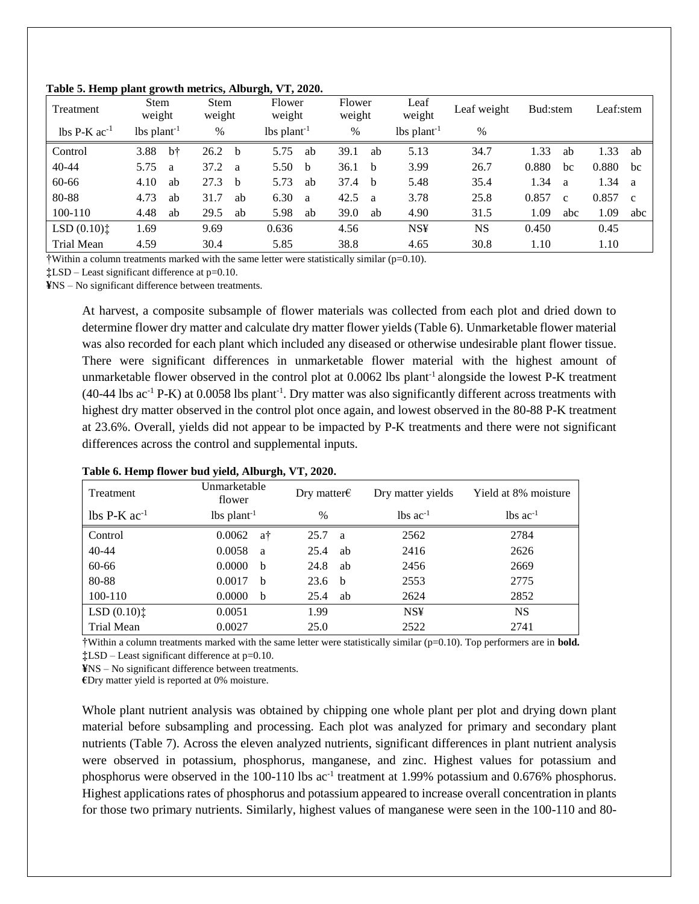**Table 5. Hemp plant growth metrics, Alburgh, VT, 2020.**

| Treatment | Stem weight | | Stem weight | | Flower weight | | Flower weight | | Leaf weight | Leaf weight | Bud:stem | | Leaf:stem | |
|---|---|---|---|---|---|---|---|---|---|---|---|---|---|---|
| lbs P-K ac$^{-1}$ | lbs plant$^{-1}$ | | % | | lbs plant$^{-1}$ | | % | | lbs plant$^{-1}$ | % | | | | |
| Control | 3.88 | b† | 26.2 | b | 5.75 | ab | 39.1 | ab | 5.13 | 34.7 | 1.33 | ab | 1.33 | ab |
| 40-44 | 5.75 | a | 37.2 | a | 5.50 | b | 36.1 | b | 3.99 | 26.7 | 0.880 | bc | 0.880 | bc |
| 60-66 | 4.10 | ab | 27.3 | b | 5.73 | ab | 37.4 | b | 5.48 | 35.4 | 1.34 | a | 1.34 | a |
| 80-88 | 4.73 | ab | 31.7 | ab | 6.30 | a | 42.5 | a | 3.78 | 25.8 | 0.857 | c | 0.857 | c |
| 100-110 | 4.48 | ab | 29.5 | ab | 5.98 | ab | 39.0 | ab | 4.90 | 31.5 | 1.09 | abc | 1.09 | abc |
| LSD (0.10)‡ | 1.69 | | 9.69 | | 0.636 | | 4.56 | | NS¥ | NS | 0.450 | | 0.45 | |
| Trial Mean | 4.59 | | 30.4 | | 5.85 | | 38.8 | | 4.65 | 30.8 | 1.10 | | 1.10 | |

†Within a column treatments marked with the same letter were statistically similar (p=0.10).

‡LSD – Least significant difference at p=0.10.

¥NS – No significant difference between treatments.

At harvest, a composite subsample of flower materials was collected from each plot and dried down to determine flower dry matter and calculate dry matter flower yields (Table 6). Unmarketable flower material was also recorded for each plant which included any diseased or otherwise undesirable plant flower tissue. There were significant differences in unmarketable flower material with the highest amount of unmarketable flower observed in the control plot at 0.0062 lbs plant$^{-1}$ alongside the lowest P-K treatment (40-44 lbs ac$^{-1}$ P-K) at 0.0058 lbs plant$^{-1}$. Dry matter was also significantly different across treatments with highest dry matter observed in the control plot once again, and lowest observed in the 80-88 P-K treatment at 23.6%. Overall, yields did not appear to be impacted by P-K treatments and there were not significant differences across the control and supplemental inputs.

**Table 6. Hemp flower bud yield, Alburgh, VT, 2020.**

| Treatment | Unmarketable flower | | Dry matter€ | | Dry matter yields | Yield at 8% moisture |
|---|---|---|---|---|---|---|
| lbs P-K ac$^{-1}$ | lbs plant$^{-1}$ | | % | | lbs ac$^{-1}$ | lbs ac$^{-1}$ |
| Control | 0.0062 | a† | 25.7 | a | 2562 | 2784 |
| 40-44 | 0.0058 | a | 25.4 | ab | 2416 | 2626 |
| 60-66 | 0.0000 | b | 24.8 | ab | 2456 | 2669 |
| 80-88 | 0.0017 | b | 23.6 | b | 2553 | 2775 |
| 100-110 | 0.0000 | b | 25.4 | ab | 2624 | 2852 |
| LSD (0.10)‡ | 0.0051 | | 1.99 | | NS¥ | NS |
| Trial Mean | 0.0027 | | 25.0 | | 2522 | 2741 |

†Within a column treatments marked with the same letter were statistically similar (p=0.10). Top performers are in **bold.**

‡LSD – Least significant difference at p=0.10.

¥NS – No significant difference between treatments.

€Dry matter yield is reported at 0% moisture.

Whole plant nutrient analysis was obtained by chipping one whole plant per plot and drying down plant material before subsampling and processing. Each plot was analyzed for primary and secondary plant nutrients (Table 7). Across the eleven analyzed nutrients, significant differences in plant nutrient analysis were observed in potassium, phosphorus, manganese, and zinc. Highest values for potassium and phosphorus were observed in the 100-110 lbs ac$^{-1}$ treatment at 1.99% potassium and 0.676% phosphorus. Highest applications rates of phosphorus and potassium appeared to increase overall concentration in plants for those two primary nutrients. Similarly, highest values of manganese were seen in the 100-110 and 80-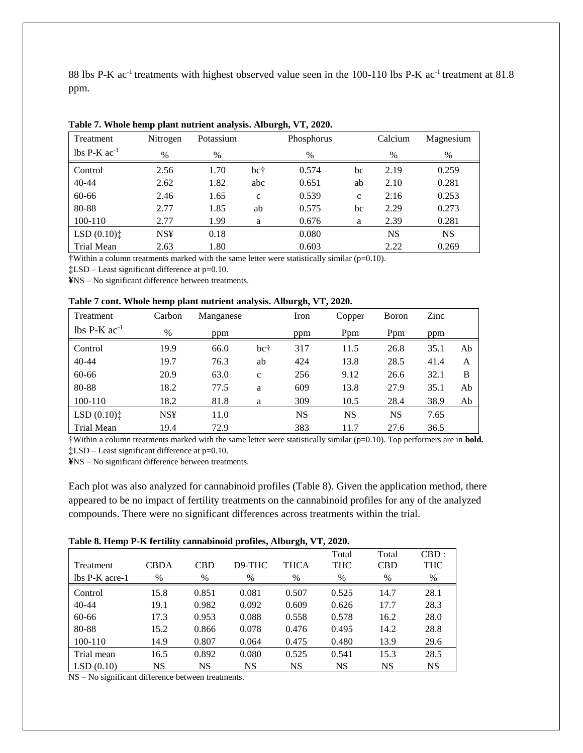88 lbs P-K ac$^{-1}$ treatments with highest observed value seen in the 100-110 lbs P-K ac$^{-1}$ treatment at 81.8 ppm.

**Table 7. Whole hemp plant nutrient analysis. Alburgh, VT, 2020.**

| Treatment | Nitrogen | Potassium | | Phosphorus | | Calcium | Magnesium |
|---|---|---|---|---|---|---|---|
| lbs P-K ac$^{-1}$ | % | % | | % | | % | % |
| Control | 2.56 | 1.70 | bc† | 0.574 | bc | 2.19 | 0.259 |
| 40-44 | 2.62 | 1.82 | abc | 0.651 | ab | 2.10 | 0.281 |
| 60-66 | 2.46 | 1.65 | c | 0.539 | c | 2.16 | 0.253 |
| 80-88 | 2.77 | 1.85 | ab | 0.575 | bc | 2.29 | 0.273 |
| 100-110 | 2.77 | 1.99 | a | 0.676 | a | 2.39 | 0.281 |
| LSD (0.10)‡ | NS¥ | 0.18 | | 0.080 | | NS | NS |
| Trial Mean | 2.63 | 1.80 | | 0.603 | | 2.22 | 0.269 |

†Within a column treatments marked with the same letter were statistically similar (p=0.10).

‡LSD – Least significant difference at p=0.10.

¥NS – No significant difference between treatments.

**Table 7 cont. Whole hemp plant nutrient analysis. Alburgh, VT, 2020.**

| Treatment | Carbon | Manganese | | Iron | Copper | Boron | Zinc | |
|---|---|---|---|---|---|---|---|---|
| lbs P-K ac$^{-1}$ | % | ppm | | ppm | Ppm | Ppm | ppm | |
| Control | 19.9 | 66.0 | bc† | 317 | 11.5 | 26.8 | 35.1 | Ab |
| 40-44 | 19.7 | 76.3 | ab | 424 | 13.8 | 28.5 | 41.4 | A |
| 60-66 | 20.9 | 63.0 | c | 256 | 9.12 | 26.6 | 32.1 | B |
| 80-88 | 18.2 | 77.5 | a | 609 | 13.8 | 27.9 | 35.1 | Ab |
| 100-110 | 18.2 | 81.8 | a | 309 | 10.5 | 28.4 | 38.9 | Ab |
| LSD (0.10)‡ | NS¥ | 11.0 | | NS | NS | NS | 7.65 | |
| Trial Mean | 19.4 | 72.9 | | 383 | 11.7 | 27.6 | 36.5 | |

†Within a column treatments marked with the same letter were statistically similar (p=0.10). Top performers are in **bold.**

‡LSD – Least significant difference at p=0.10.

¥NS – No significant difference between treatments.

Each plot was also analyzed for cannabinoid profiles (Table 8). Given the application method, there appeared to be no impact of fertility treatments on the cannabinoid profiles for any of the analyzed compounds. There were no significant differences across treatments within the trial.

**Table 8. Hemp P-K fertility cannabinoid profiles, Alburgh, VT, 2020.**

| Treatment | CBDA | CBD | D9-THC | THCA | Total THC | Total CBD | CBD : THC |
|---|---|---|---|---|---|---|---|
| lbs P-K acre-1 | % | % | % | % | % | % | % |
| Control | 15.8 | 0.851 | 0.081 | 0.507 | 0.525 | 14.7 | 28.1 |
| 40-44 | 19.1 | 0.982 | 0.092 | 0.609 | 0.626 | 17.7 | 28.3 |
| 60-66 | 17.3 | 0.953 | 0.088 | 0.558 | 0.578 | 16.2 | 28.0 |
| 80-88 | 15.2 | 0.866 | 0.078 | 0.476 | 0.495 | 14.2 | 28.8 |
| 100-110 | 14.9 | 0.807 | 0.064 | 0.475 | 0.480 | 13.9 | 29.6 |
| Trial mean | 16.5 | 0.892 | 0.080 | 0.525 | 0.541 | 15.3 | 28.5 |
| LSD (0.10) | NS | NS | NS | NS | NS | NS | NS |

NS – No significant difference between treatments.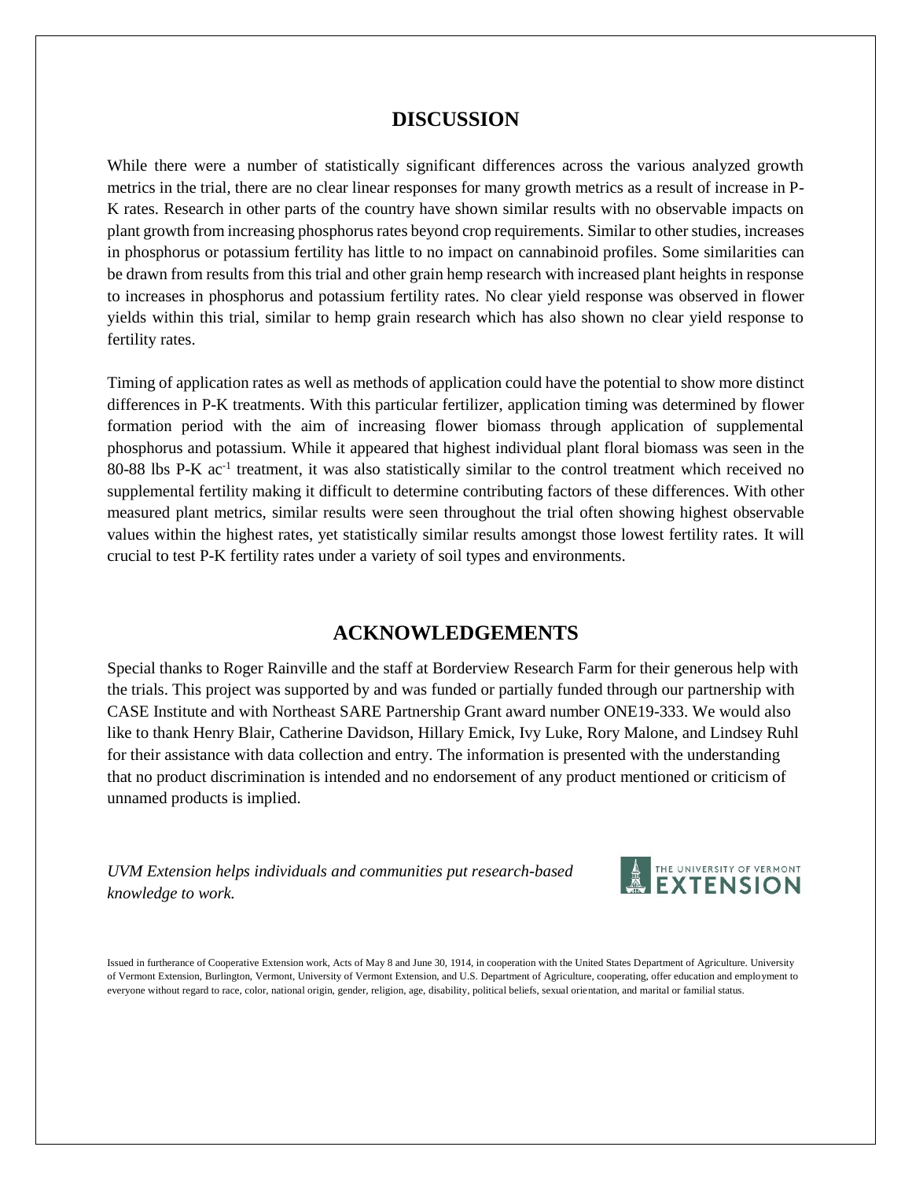## DISCUSSION

While there were a number of statistically significant differences across the various analyzed growth metrics in the trial, there are no clear linear responses for many growth metrics as a result of increase in P-K rates. Research in other parts of the country have shown similar results with no observable impacts on plant growth from increasing phosphorus rates beyond crop requirements. Similar to other studies, increases in phosphorus or potassium fertility has little to no impact on cannabinoid profiles. Some similarities can be drawn from results from this trial and other grain hemp research with increased plant heights in response to increases in phosphorus and potassium fertility rates. No clear yield response was observed in flower yields within this trial, similar to hemp grain research which has also shown no clear yield response to fertility rates.

Timing of application rates as well as methods of application could have the potential to show more distinct differences in P-K treatments. With this particular fertilizer, application timing was determined by flower formation period with the aim of increasing flower biomass through application of supplemental phosphorus and potassium. While it appeared that highest individual plant floral biomass was seen in the 80-88 lbs P-K $ac^{-1}$ treatment, it was also statistically similar to the control treatment which received no supplemental fertility making it difficult to determine contributing factors of these differences. With other measured plant metrics, similar results were seen throughout the trial often showing highest observable values within the highest rates, yet statistically similar results amongst those lowest fertility rates. It will crucial to test P-K fertility rates under a variety of soil types and environments.

## ACKNOWLEDGEMENTS

Special thanks to Roger Rainville and the staff at Borderview Research Farm for their generous help with the trials. This project was supported by and was funded or partially funded through our partnership with CASE Institute and with Northeast SARE Partnership Grant award number ONE19-333. We would also like to thank Henry Blair, Catherine Davidson, Hillary Emick, Ivy Luke, Rory Malone, and Lindsey Ruhl for their assistance with data collection and entry. The information is presented with the understanding that no product discrimination is intended and no endorsement of any product mentioned or criticism of unnamed products is implied.

*UVM Extension helps individuals and communities put research-based knowledge to work.*

THE UNIVERSITY OF VERMONT EXTENSION

Issued in furtherance of Cooperative Extension work, Acts of May 8 and June 30, 1914, in cooperation with the United States Department of Agriculture. University of Vermont Extension, Burlington, Vermont, University of Vermont Extension, and U.S. Department of Agriculture, cooperating, offer education and employment to everyone without regard to race, color, national origin, gender, religion, age, disability, political beliefs, sexual orientation, and marital or familial status.